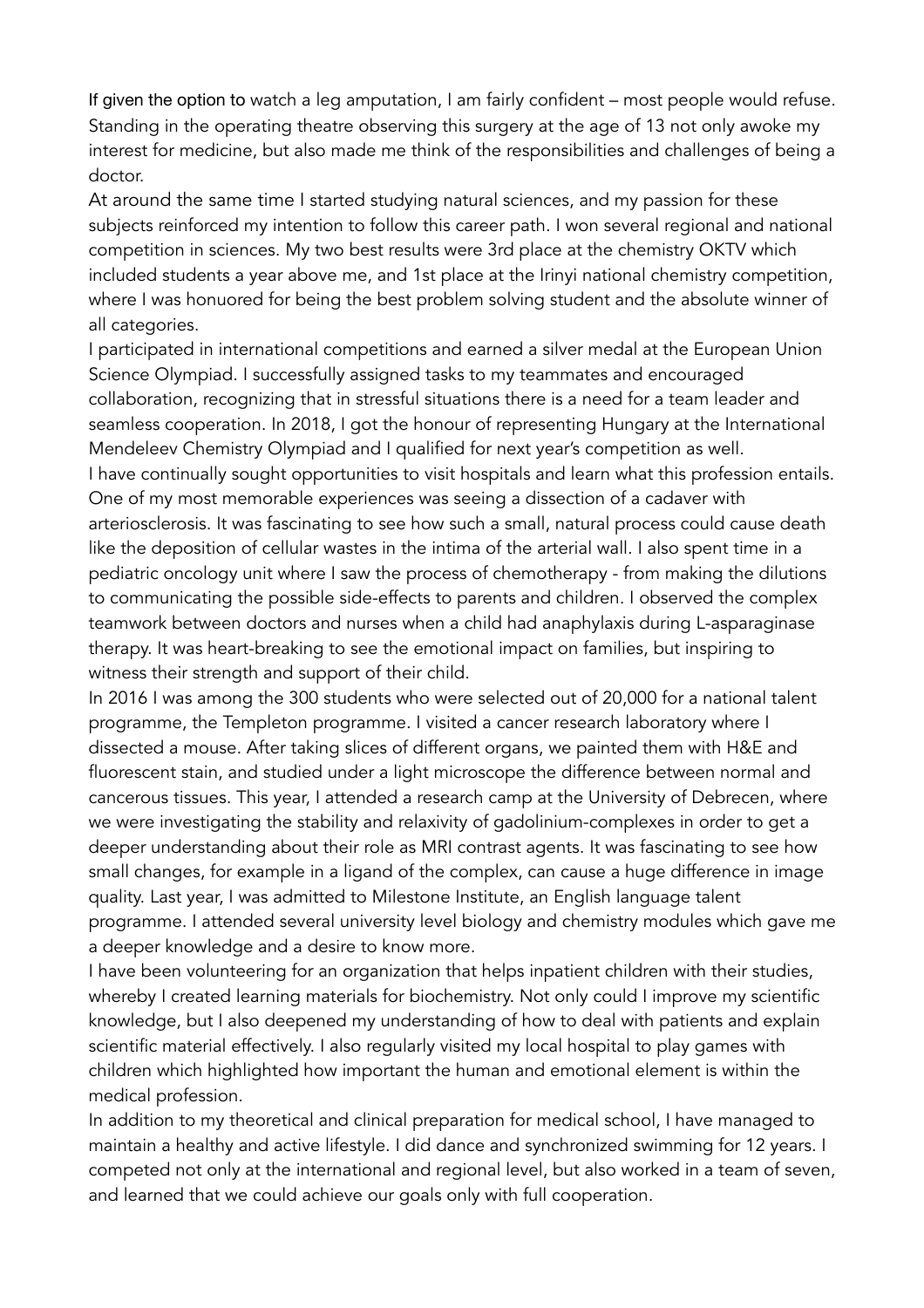If given the option to watch a leg amputation, I am fairly confident – most people would refuse. Standing in the operating theatre observing this surgery at the age of 13 not only awoke my interest for medicine, but also made me think of the responsibilities and challenges of being a doctor.

At around the same time I started studying natural sciences, and my passion for these subjects reinforced my intention to follow this career path. I won several regional and national competition in sciences. My two best results were 3rd place at the chemistry OKTV which included students a year above me, and 1st place at the Irinyi national chemistry competition, where I was honuored for being the best problem solving student and the absolute winner of all categories.

I participated in international competitions and earned a silver medal at the European Union Science Olympiad. I successfully assigned tasks to my teammates and encouraged collaboration, recognizing that in stressful situations there is a need for a team leader and seamless cooperation. In 2018, I got the honour of representing Hungary at the International Mendeleev Chemistry Olympiad and I qualified for next year's competition as well.

I have continually sought opportunities to visit hospitals and learn what this profession entails. One of my most memorable experiences was seeing a dissection of a cadaver with arteriosclerosis. It was fascinating to see how such a small, natural process could cause death like the deposition of cellular wastes in the intima of the arterial wall. I also spent time in a pediatric oncology unit where I saw the process of chemotherapy - from making the dilutions to communicating the possible side-effects to parents and children. I observed the complex teamwork between doctors and nurses when a child had anaphylaxis during L-asparaginase therapy. It was heart-breaking to see the emotional impact on families, but inspiring to witness their strength and support of their child.

In 2016 I was among the 300 students who were selected out of 20,000 for a national talent programme, the Templeton programme. I visited a cancer research laboratory where I dissected a mouse. After taking slices of different organs, we painted them with H&E and fluorescent stain, and studied under a light microscope the difference between normal and cancerous tissues. This year, I attended a research camp at the University of Debrecen, where we were investigating the stability and relaxivity of gadolinium-complexes in order to get a deeper understanding about their role as MRI contrast agents. It was fascinating to see how small changes, for example in a ligand of the complex, can cause a huge difference in image quality. Last year, I was admitted to Milestone Institute, an English language talent programme. I attended several university level biology and chemistry modules which gave me a deeper knowledge and a desire to know more.

I have been volunteering for an organization that helps inpatient children with their studies, whereby I created learning materials for biochemistry. Not only could I improve my scientific knowledge, but I also deepened my understanding of how to deal with patients and explain scientific material effectively. I also regularly visited my local hospital to play games with children which highlighted how important the human and emotional element is within the medical profession.

In addition to my theoretical and clinical preparation for medical school, I have managed to maintain a healthy and active lifestyle. I did dance and synchronized swimming for 12 years. I competed not only at the international and regional level, but also worked in a team of seven, and learned that we could achieve our goals only with full cooperation.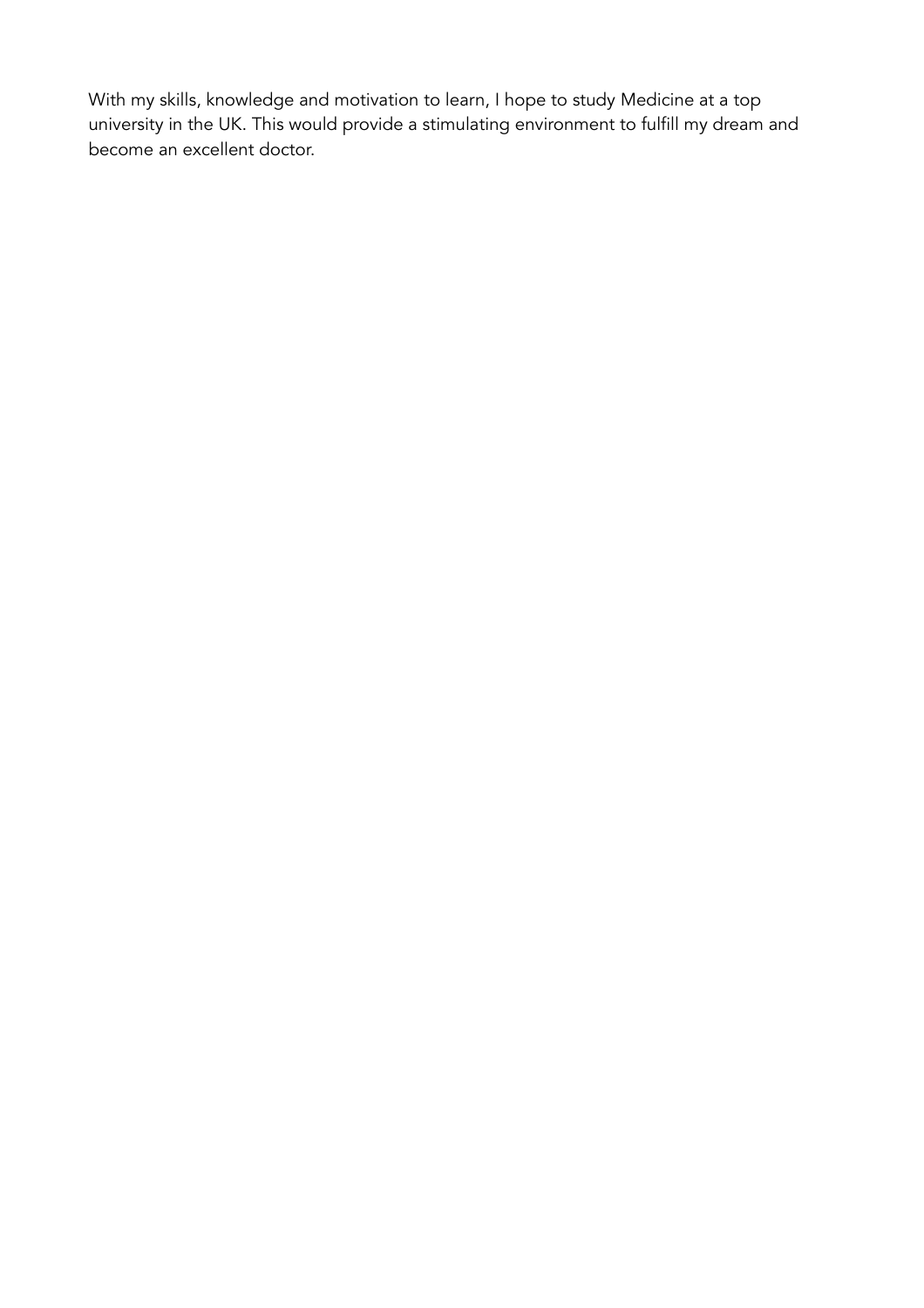With my skills, knowledge and motivation to learn, I hope to study Medicine at a top university in the UK. This would provide a stimulating environment to fulfill my dream and become an excellent doctor.